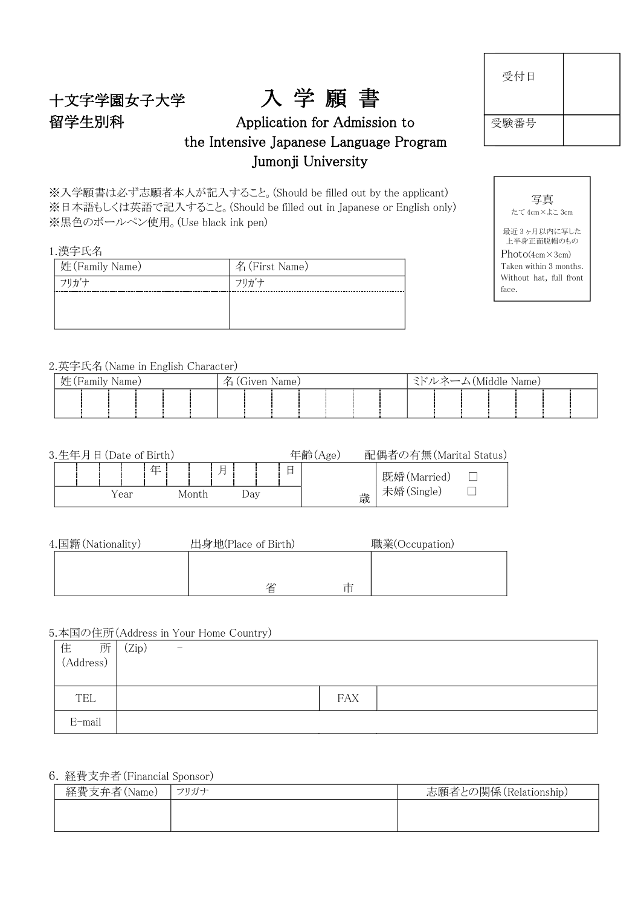| 受付日 | |
|---|---|
| 受験番号 | |

十文字学園女子大学
留学生別科

# 入 学 願 書

## Application for Admission to the Intensive Japanese Language Program Jumonji University

写真
たて 4cm×よこ 3cm
最近 3 ヶ月以内に写した上半身正面脱帽のもの
Photo(4cm×3cm)
Taken within 3 months.
Without hat, full front face.

※入学願書は必ず志願者本人が記入すること。(Should be filled out by the applicant)
※日本語もしくは英語で記入すること。(Should be filled out in Japanese or English only)
※黒色のボールペン使用。(Use black ink pen)

1.漢字氏名

| 姓(Family Name) | 名(First Name) |
|---|---|
| フリガナ | フリガナ |
| | |

2.英字氏名(Name in English Character)

| 姓(Family Name) | 名(Given Name) | ミドルネーム(Middle Name) |
|---|---|---|
| | | |

3.生年月日(Date of Birth)　　年齢(Age)　　配偶者の有無(Marital Status)

| 年 月 日 | | 既婚(Married) □<br>未婚(Single) □ |
|---|---|---|
| Year　Month　Day | 歳 | |

4.国籍(Nationality)　出身地(Place of Birth)　職業(Occupation)

| 国籍(Nationality) | 出身地(Place of Birth) | 職業(Occupation) |
|---|---|---|
| | 省　　市 | |

5.本国の住所(Address in Your Home Country)

| 住所(Address) | (Zip) - | | |
|---|---|---|---|
| TEL | | FAX | |
| E-mail | | | |

6. 経費支弁者(Financial Sponsor)

| 経費支弁者(Name) | フリガナ | 志願者との関係(Relationship) |
|---|---|---|
| | | |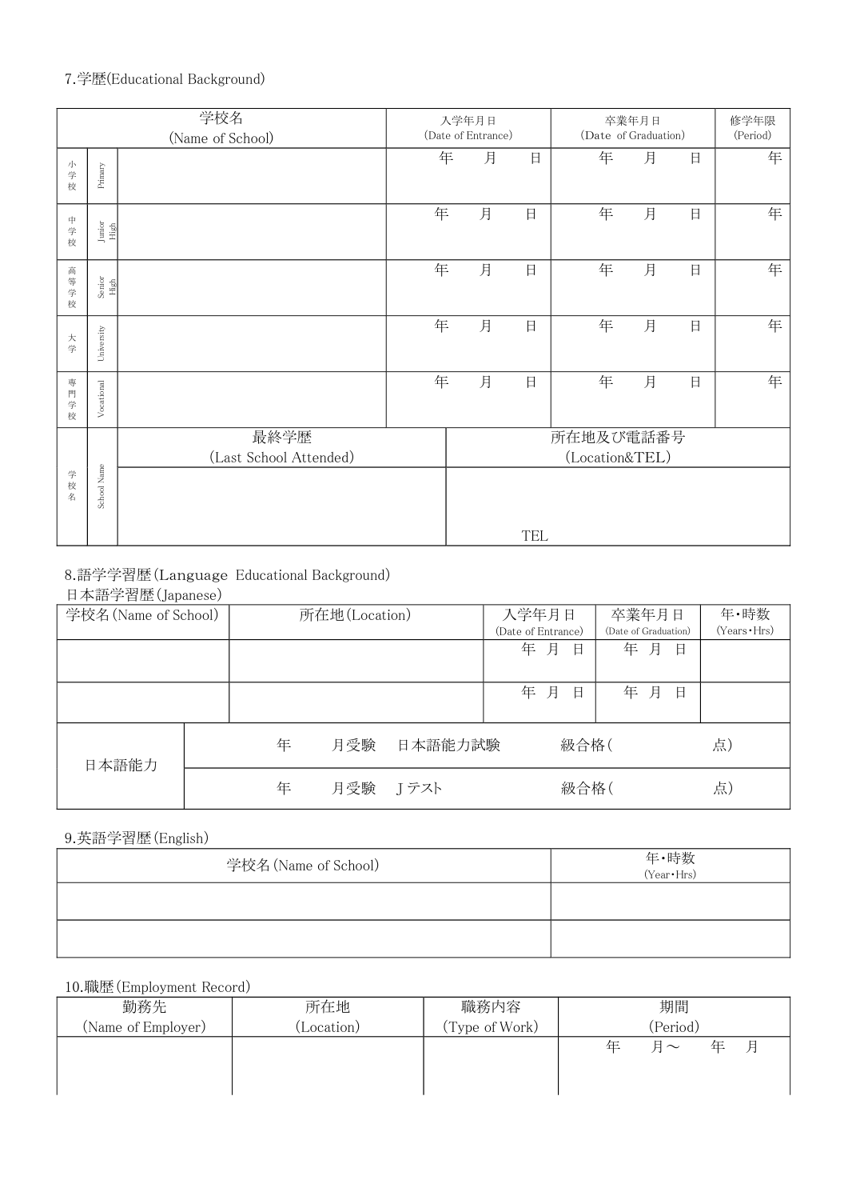7.学歴(Educational Background)

| | | 学校名<br>(Name of School) | 入学年月日<br>(Date of Entrance) | 卒業年月日<br>(Date of Graduation) | 修学年限<br>(Period) |
|---|---|---|---|---|---|
| 小学校 | Primary | | 年　月　日 | 年　月　日 | 年 |
| 中学校 | Junior High | | 年　月　日 | 年　月　日 | 年 |
| 高等学校 | Senior High | | 年　月　日 | 年　月　日 | 年 |
| 大学 | University | | 年　月　日 | 年　月　日 | 年 |
| 専門学校 | Vocational | | 年　月　日 | 年　月　日 | 年 |

| | | 最終学歴<br>(Last School Attended) | 所在地及び電話番号<br>(Location&TEL) |
|---|---|---|---|
| 学校名 | School Name | | TEL |

8.語学学習歴(Language Educational Background)

日本語学習歴(Japanese)

| 学校名(Name of School) | 所在地(Location) | 入学年月日<br>(Date of Entrance) | 卒業年月日<br>(Date of Graduation) | 年・時数<br>(Years・Hrs) |
|---|---|---|---|---|
| | | 年　月　日 | 年　月　日 | |
| | | 年　月　日 | 年　月　日 | |

| 日本語能力 | |
|---|---|
| | 年　月受験　日本語能力試験　級合格(　点) |
| | 年　月受験　J テスト　級合格(　点) |

9.英語学習歴(English)

| 学校名(Name of School) | 年・時数<br>(Year・Hrs) |
|---|---|
| | |
| | |

10.職歴(Employment Record)

| 勤務先<br>(Name of Employer) | 所在地<br>(Location) | 職務内容<br>(Type of Work) | 期間<br>(Period) |
|---|---|---|---|
| | | | 年　月～　年　月 |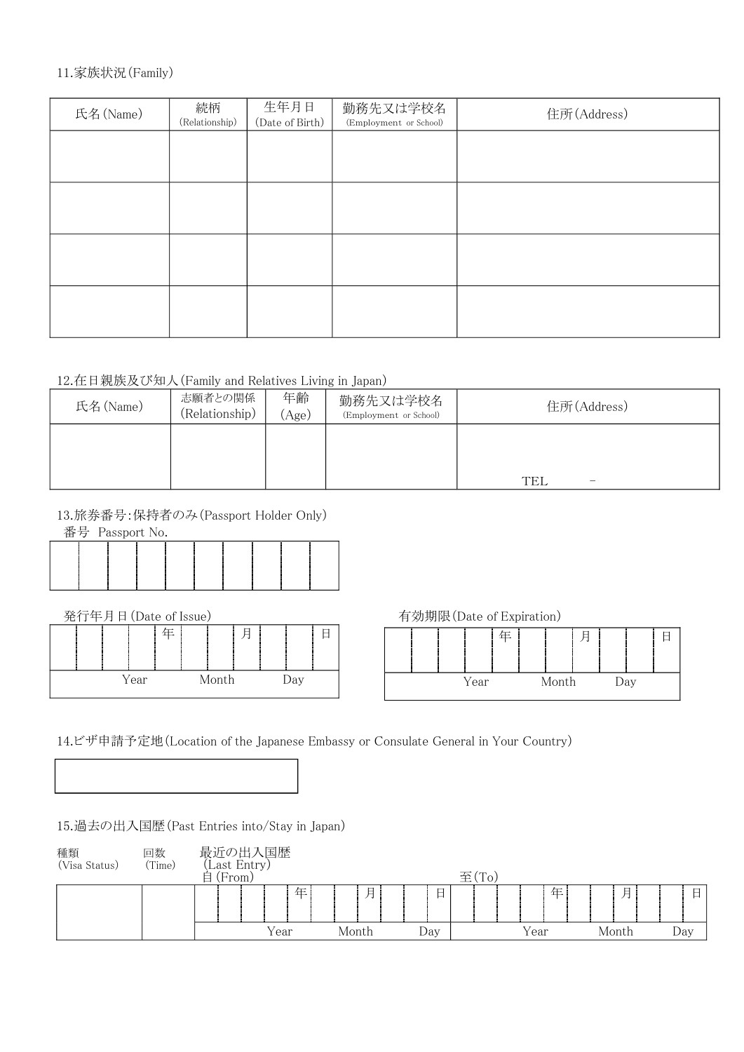11.家族状況(Family)

| 氏名(Name) | 続柄 (Relationship) | 生年月日 (Date of Birth) | 勤務先又は学校名 (Employment or School) | 住所(Address) |
|---|---|---|---|---|
| | | | | |
| | | | | |
| | | | | |
| | | | | |

12.在日親族及び知人(Family and Relatives Living in Japan)

| 氏名(Name) | 志願者との関係 (Relationship) | 年齢 (Age) | 勤務先又は学校名 (Employment or School) | 住所(Address) |
|---|---|---|---|---|
| | | | | TEL - |

13.旅券番号:保持者のみ(Passport Holder Only)

番号 Passport No.

| | | | | | | | | | |
|---|---|---|---|---|---|---|---|---|---|
| | | | | | | | | | |

発行年月日(Date of Issue)

| 年 Year | 月 Month | 日 Day |
|---|---|---|
| | | |

有効期限(Date of Expiration)

| 年 Year | 月 Month | 日 Day |
|---|---|---|
| | | |

14.ビザ申請予定地(Location of the Japanese Embassy or Consulate General in Your Country)

| |
|---|
| |

15.過去の出入国歴(Past Entries into/Stay in Japan)

| 種類 (Visa Status) | 回数 (Time) | 最近の出入国歴 (Last Entry) 自(From) 年 Year | 月 Month | 日 Day | 至(To) 年 Year | 月 Month | 日 Day |
|---|---|---|---|---|---|---|---|
| | | | | | | | |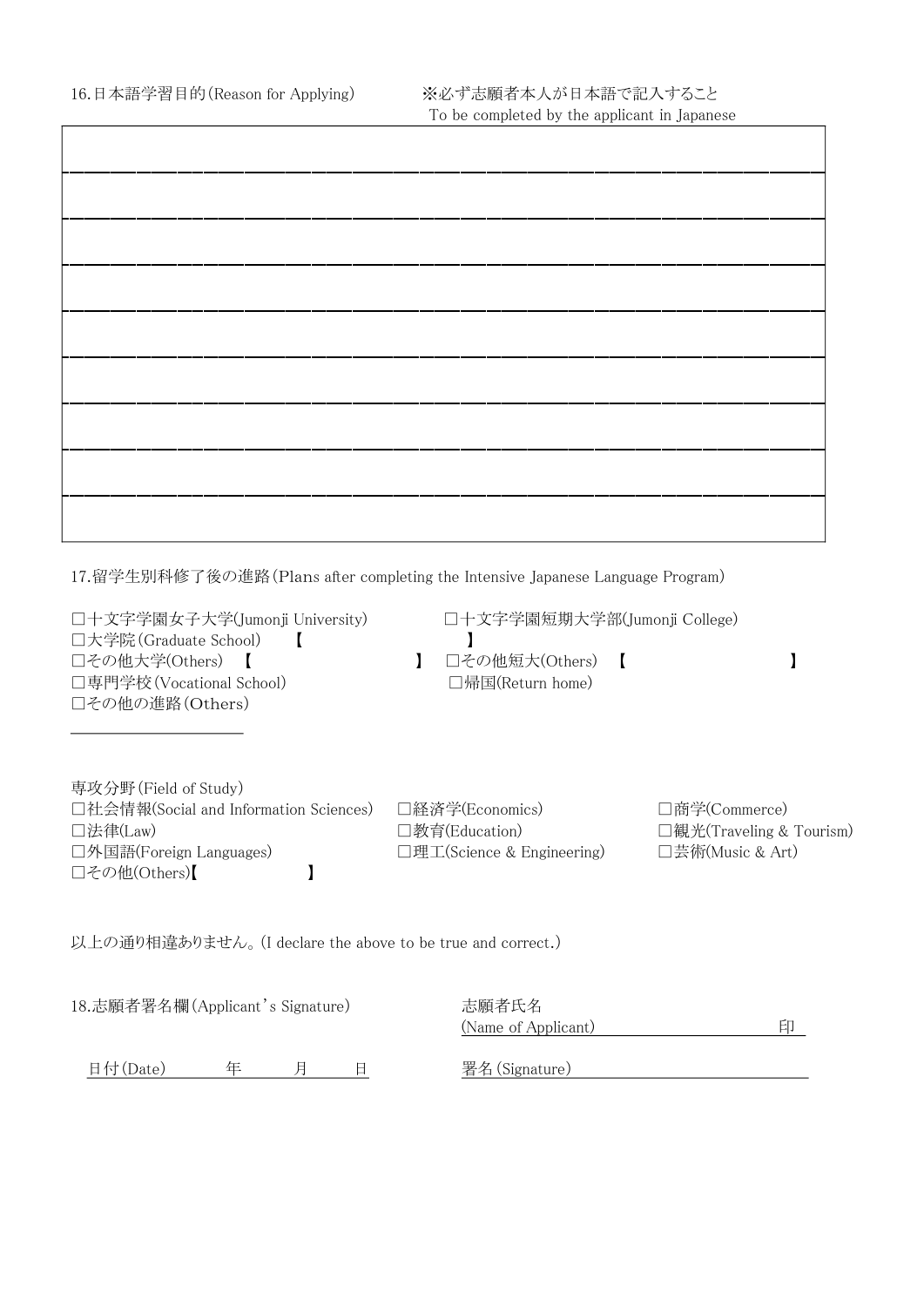16.日本語学習目的(Reason for Applying)　　　※必ず志願者本人が日本語で記入すること
To be completed by the applicant in Japanese

| |
|---|
| |
| |
| |
| |
| |
| |
| |
| |

17.留学生別科修了後の進路(Plans after completing the Intensive Japanese Language Program)

□十文字学園女子大学(Jumonji University)　　　□十文字学園短期大学部(Jumonji College)
□大学院(Graduate School)　【　　　　　　　　】
□その他大学(Others)　【　　　　　　　　】　□その他短大(Others)　【　　　　　　　　】
□専門学校(Vocational School)　　　□帰国(Return home)
□その他の進路(Others)

\_\_\_\_\_\_\_\_\_\_\_\_\_\_\_\_\_\_\_\_

専攻分野(Field of Study)

□社会情報(Social and Information Sciences)　□経済学(Economics)　□商学(Commerce)
□法律(Law)　□教育(Education)　□観光(Traveling & Tourism)
□外国語(Foreign Languages)　□理工(Science & Engineering)　□芸術(Music & Art)
□その他(Others)【　　　　　　】

以上の通り相違ありません。(I declare the above to be true and correct.)

18.志願者署名欄(Applicant's Signature)

志願者氏名
(Name of Applicant)　　　　　　　　　　印

日付(Date)　　　年　　　月　　　日

署名(Signature)\_\_\_\_\_\_\_\_\_\_\_\_\_\_\_\_\_\_\_\_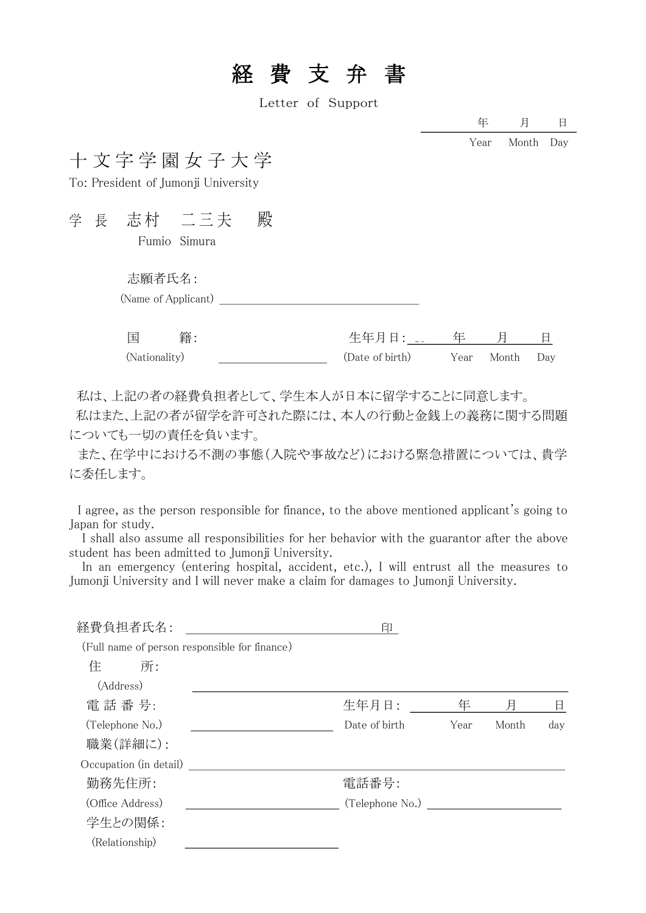# 経 費 支 弁 書

Letter of Support

年　　月　　日

Year　Month　Day

十 文 字 学 園 女 子 大 学

To: President of Jumonji University

学 長　志村　二三夫　殿

Fumio　Simura

志願者氏名:

(Name of Applicant) ______________________________

国　　籍: ________________　　生年月日: ＿＿　年　　月　　日

(Nationality)　　(Date of birth)　　Year　Month　Day

私は、上記の者の経費負担者として、学生本人が日本に留学することに同意します。

私はまた、上記の者が留学を許可された際には、本人の行動と金銭上の義務に関する問題についても一切の責任を負います。

また、在学中における不測の事態（入院や事故など）における緊急措置については、貴学に委任します。

I agree, as the person responsible for finance, to the above mentioned applicant's going to Japan for study.

I shall also assume all responsibilities for her behavior with the guarantor after the above student has been admitted to Jumonji University.

In an emergency (entering hospital, accident, etc.), I will entrust all the measures to Jumonji University and I will never make a claim for damages to Jumonji University.

経費負担者氏名: ______________________________印

(Full name of person responsible for finance)

住　　所:

(Address) ______________________________

電 話 番 号: ________________　　生年月日: ＿＿　年　　月　　日

(Telephone No.)　　Date of birth　　Year　Month　day

職業(詳細に):

Occupation (in detail) ______________________________

勤務先住所: ________________　　電話番号: ________________

(Office Address)　　(Telephone No.)

学生との関係:

(Relationship) ________________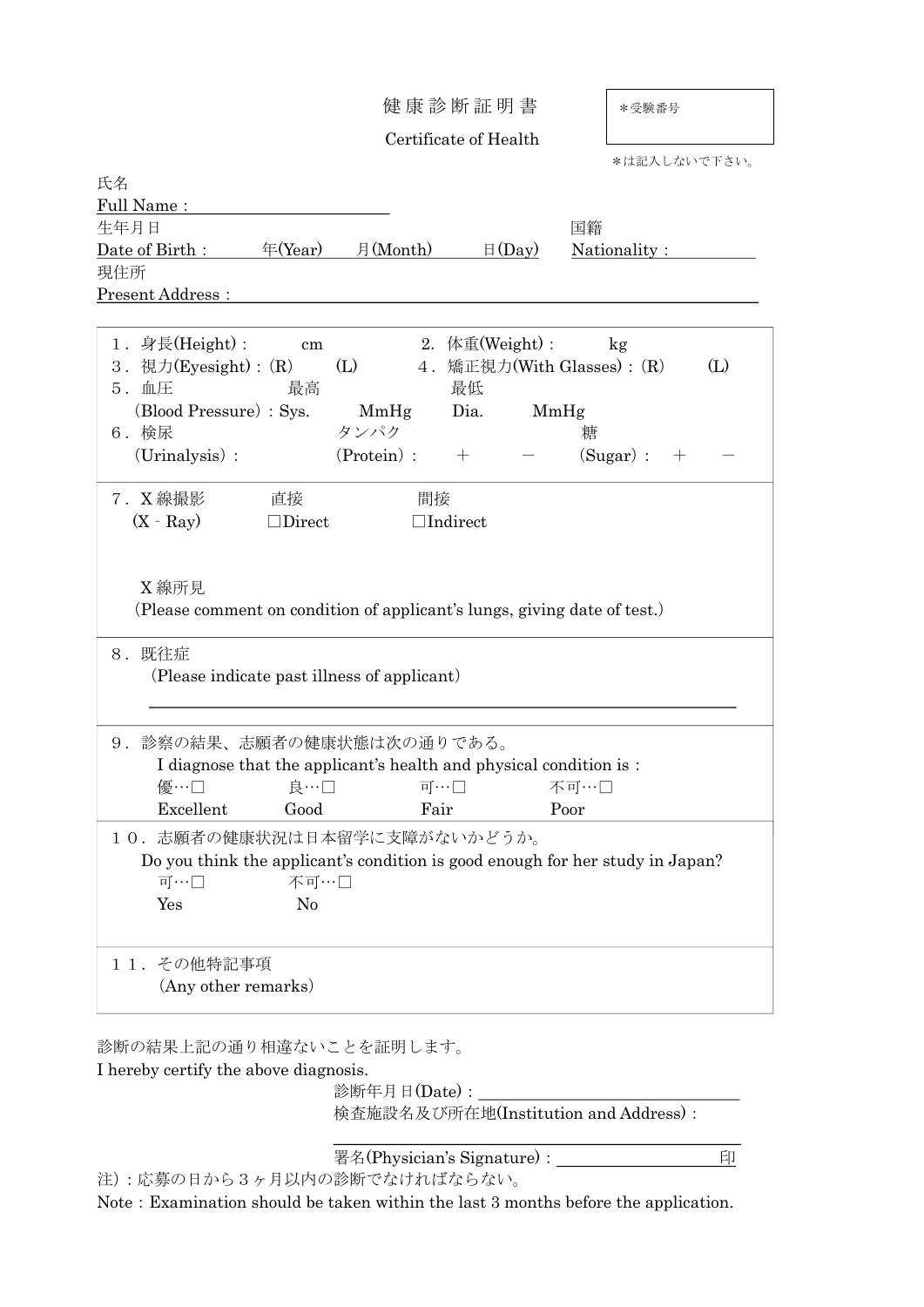# 健康診断証明書

## Certificate of Health

＊受験番号

＊は記入しないで下さい。

氏名
Full Name：

生年月日
Date of Birth：　　年(Year)　　月(Month)　　日(Day)

国籍
Nationality：

現住所
Present Address：

---

１．身長(Height)：　　cm　　　2．体重(Weight)：　　kg

３．視力(Eyesight)：(R)　　(L)　　４．矯正視力(With Glasses)：(R)　　(L)

５．血圧　　最高　　最低
(Blood Pressure)：Sys.　　MmHg　　Dia.　　MmHg

６．検尿　　タンパク　　　糖
(Urinalysis)：　　(Protein)：　＋　　－　　(Sugar)：　＋　　－

---

７．X 線撮影　　直接　　間接
(X‐Ray)　　□Direct　　□Indirect

X 線所見
(Please comment on condition of applicant's lungs, giving date of test.)

---

８．既往症
(Please indicate past illness of applicant)

---

９．診察の結果、志願者の健康状態は次の通りである。
I diagnose that the applicant's health and physical condition is：

優…□ Excellent　　良…□ Good　　可…□ Fair　　不可…□ Poor

---

１０．志願者の健康状況は日本留学に支障がないかどうか。
Do you think the applicant's condition is good enough for her study in Japan?

可…□ Yes　　不可…□ No

---

１１．その他特記事項
(Any other remarks)

---

診断の結果上記の通り相違ないことを証明します。
I hereby certify the above diagnosis.

診断年月日(Date)：

検査施設名及び所在地(Institution and Address)：

署名(Physician's Signature)：　　　　印

注)：応募の日から３ヶ月以内の診断でなければならない。
Note：Examination should be taken within the last 3 months before the application.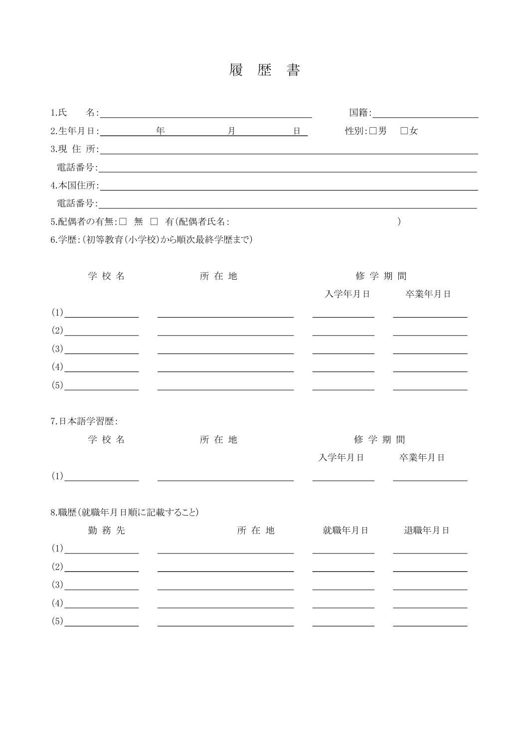# 履　歴　書

1.氏　　名:＿＿＿＿＿＿＿＿＿＿＿＿＿＿＿＿＿＿　　国籍:＿＿＿＿＿＿＿＿＿＿

2.生年月日:＿＿＿＿年＿＿＿＿月＿＿＿＿日　　性別:□男　□女

3.現 住 所:＿＿＿＿＿＿＿＿＿＿＿＿＿＿＿＿＿＿＿＿＿＿＿＿＿＿＿＿＿＿

　電話番号:＿＿＿＿＿＿＿＿＿＿＿＿＿＿＿＿＿＿＿＿＿＿＿＿＿＿＿＿＿＿

4.本国住所:＿＿＿＿＿＿＿＿＿＿＿＿＿＿＿＿＿＿＿＿＿＿＿＿＿＿＿＿＿＿

　電話番号:＿＿＿＿＿＿＿＿＿＿＿＿＿＿＿＿＿＿＿＿＿＿＿＿＿＿＿＿＿＿

5.配偶者の有無:□　無　□　有(配偶者氏名:　　　　　　　　　　　　　　)

6.学歴:(初等教育(小学校)から順次最終学歴まで)

| | 学 校 名 | 所 在 地 | 修 学 期 間<br>入学年月日 | <br>卒業年月日 |
|---|---|---|---|---|
| (1) | | | | |
| (2) | | | | |
| (3) | | | | |
| (4) | | | | |
| (5) | | | | |

7.日本語学習歴:

| | 学 校 名 | 所 在 地 | 修 学 期 間<br>入学年月日 | <br>卒業年月日 |
|---|---|---|---|---|
| (1) | | | | |

8.職歴(就職年月日順に記載すること)

| | 勤 務 先 | 所 在 地 | 就職年月日 | 退職年月日 |
|---|---|---|---|---|
| (1) | | | | |
| (2) | | | | |
| (3) | | | | |
| (4) | | | | |
| (5) | | | | |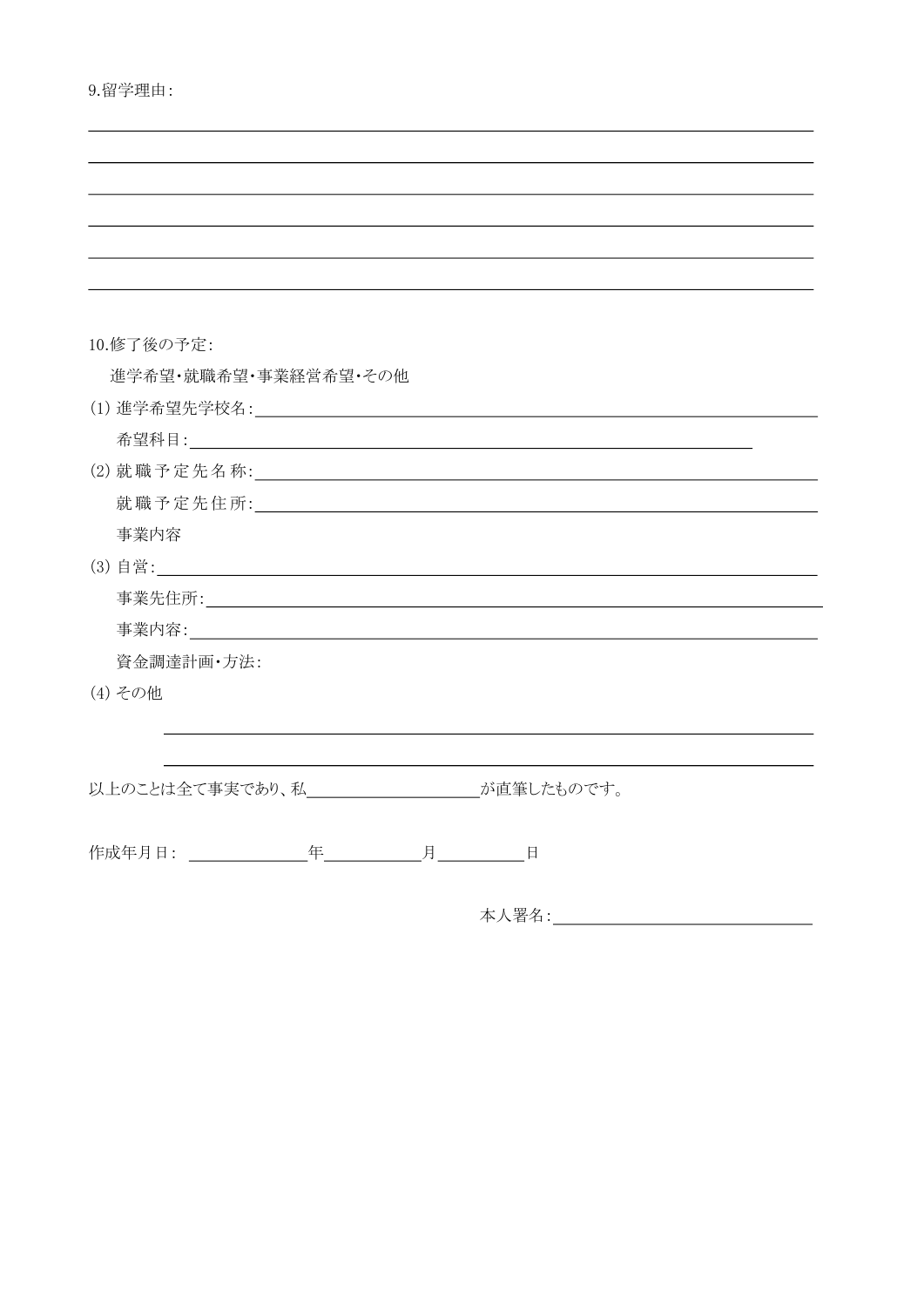9.留学理由:

\_\_\_\_\_\_\_\_\_\_\_\_\_\_\_\_\_\_\_\_\_\_\_\_\_\_\_\_\_\_\_\_\_\_\_\_\_\_\_\_\_\_\_\_\_\_\_\_

\_\_\_\_\_\_\_\_\_\_\_\_\_\_\_\_\_\_\_\_\_\_\_\_\_\_\_\_\_\_\_\_\_\_\_\_\_\_\_\_\_\_\_\_\_\_\_\_

\_\_\_\_\_\_\_\_\_\_\_\_\_\_\_\_\_\_\_\_\_\_\_\_\_\_\_\_\_\_\_\_\_\_\_\_\_\_\_\_\_\_\_\_\_\_\_\_

\_\_\_\_\_\_\_\_\_\_\_\_\_\_\_\_\_\_\_\_\_\_\_\_\_\_\_\_\_\_\_\_\_\_\_\_\_\_\_\_\_\_\_\_\_\_\_\_

\_\_\_\_\_\_\_\_\_\_\_\_\_\_\_\_\_\_\_\_\_\_\_\_\_\_\_\_\_\_\_\_\_\_\_\_\_\_\_\_\_\_\_\_\_\_\_\_

\_\_\_\_\_\_\_\_\_\_\_\_\_\_\_\_\_\_\_\_\_\_\_\_\_\_\_\_\_\_\_\_\_\_\_\_\_\_\_\_\_\_\_\_\_\_\_\_

10.修了後の予定:

進学希望･就職希望･事業経営希望･その他

(1) 進学希望先学校名:\_\_\_\_\_\_\_\_\_\_\_\_\_\_\_\_\_\_\_\_\_\_\_\_\_\_\_\_\_\_\_\_\_\_\_\_

希望科目:\_\_\_\_\_\_\_\_\_\_\_\_\_\_\_\_\_\_\_\_\_\_\_\_\_\_\_\_\_\_\_\_\_\_\_\_

(2) 就 職 予 定 先 名 称:\_\_\_\_\_\_\_\_\_\_\_\_\_\_\_\_\_\_\_\_\_\_\_\_\_\_\_\_\_\_\_\_\_\_\_\_

就 職 予 定 先 住 所:\_\_\_\_\_\_\_\_\_\_\_\_\_\_\_\_\_\_\_\_\_\_\_\_\_\_\_\_\_\_\_\_\_\_\_\_

事業内容

(3) 自営:\_\_\_\_\_\_\_\_\_\_\_\_\_\_\_\_\_\_\_\_\_\_\_\_\_\_\_\_\_\_\_\_\_\_\_\_

事業先住所:\_\_\_\_\_\_\_\_\_\_\_\_\_\_\_\_\_\_\_\_\_\_\_\_\_\_\_\_\_\_\_\_\_\_\_\_

事業内容:\_\_\_\_\_\_\_\_\_\_\_\_\_\_\_\_\_\_\_\_\_\_\_\_\_\_\_\_\_\_\_\_\_\_\_\_

資金調達計画･方法:

(4) その他

\_\_\_\_\_\_\_\_\_\_\_\_\_\_\_\_\_\_\_\_\_\_\_\_\_\_\_\_\_\_\_\_\_\_\_\_\_\_\_\_\_\_\_\_

\_\_\_\_\_\_\_\_\_\_\_\_\_\_\_\_\_\_\_\_\_\_\_\_\_\_\_\_\_\_\_\_\_\_\_\_\_\_\_\_\_\_\_\_

以上のことは全て事実であり、私\_\_\_\_\_\_\_\_\_\_\_\_\_\_\_\_\_\_\_\_が直筆したものです。

作成年月日: \_\_\_\_\_\_\_\_\_\_\_\_年\_\_\_\_\_\_\_\_\_\_月\_\_\_\_\_\_\_\_\_\_日

本人署名:\_\_\_\_\_\_\_\_\_\_\_\_\_\_\_\_\_\_\_\_\_\_\_\_\_\_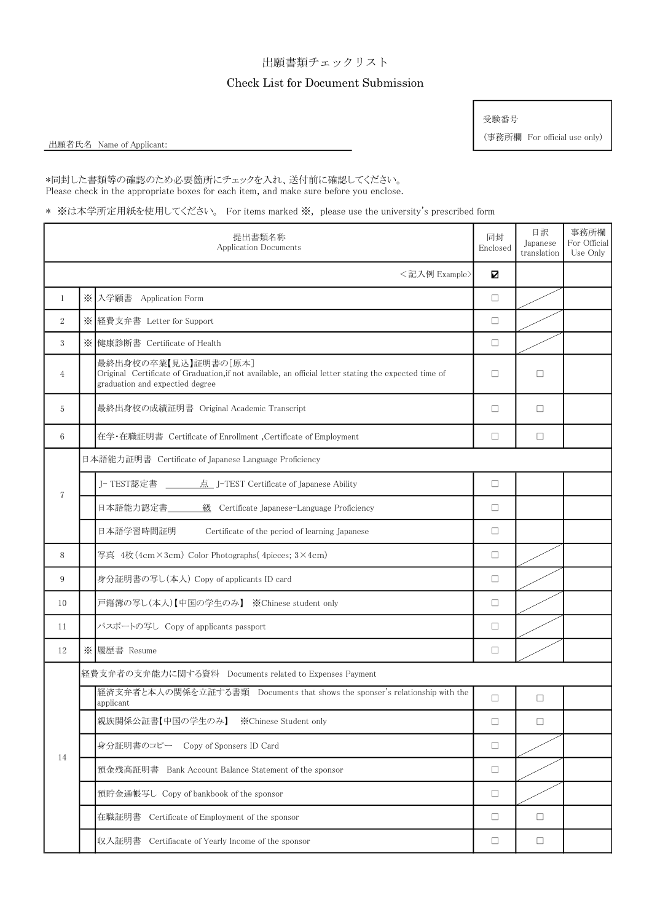# 出願書類チェックリスト

## Check List for Document Submission

| 受験番号 |
|---|
| (事務所欄　For official use only) |

出願者氏名　Name of Applicant: ______________________________

*同封した書類等の確認のため必要箇所にチェックを入れ、送付前に確認してください。
Please check in the appropriate boxes for each item, and make sure before you enclose.

*　※は本学所定用紙を使用してください。 For items marked ※, please use the university's prescribed form

| | | 提出書類名称 Application Documents | 同封 Enclosed | 日訳 Japanese translation | 事務所欄 For Official Use Only |
|---|---|---|---|---|---|
| | | ＜記入例 Example＞ | ☑ | | |
| 1 | ※ | 入学願書　Application Form | □ | ／ | |
| 2 | ※ | 経費支弁書　Letter for Support | □ | ／ | |
| 3 | ※ | 健康診断書　Certificate of Health | □ | ／ | |
| 4 | | 最終出身校の卒業【見込】証明書の[原本] Original　Certificate of Graduation,if not available, an official letter stating the expected time of graduation and expectied degree | □ | □ | |
| 5 | | 最終出身校の成績証明書　Original Academic Transcript | □ | □ | |
| 6 | | 在学・在職証明書　Certificate of Enrollment ,Certificate of Employment | □ | □ | |
| 7 | | 日本語能力証明書　Certificate of Japanese Language Proficiency | | | |
| | | J- TEST認定書　________点　J-TEST Certificate of Japanese Ability | □ | | |
| | | 日本語能力認定書________級　Certificate Japanese-Language Proficiency | □ | | |
| | | 日本語学習時間証明　Certificate of the period of learning Japanese | □ | | |
| 8 | | 写真　4枚(4cm×3cm) Color Photographs( 4pieces; 3×4cm) | □ | ／ | |
| 9 | | 身分証明書の写し(本人) Copy of applicants ID card | □ | ／ | |
| 10 | | 戸籍簿の写し(本人)【中国の学生のみ】　※Chinese student only | □ | ／ | |
| 11 | | パスポートの写し　Copy of applicants passport | □ | ／ | |
| 12 | ※ | 履歴書　Resume | □ | ／ | |
| 14 | | 経費支弁者の支弁能力に関する資料　Documents related to Expenses Payment | | | |
| | | 経済支弁者と本人の関係を立証する書類　Documents that shows the sponser's relationship with the applicant | □ | □ | |
| | | 親族関係公証書【中国の学生のみ】　※Chinese Student only | □ | □ | |
| | | 身分証明書のコピー　Copy of Sponsers ID Card | □ | ／ | |
| | | 預金残高証明書　Bank Account Balance Statement of the sponsor | □ | ／ | |
| | | 預貯金通帳写し　Copy of bankbook of the sponsor | □ | ／ | |
| | | 在職証明書　Certificate of Employment of the sponsor | □ | □ | |
| | | 収入証明書　Certifiacate of Yearly Income of the sponsor | □ | □ | |